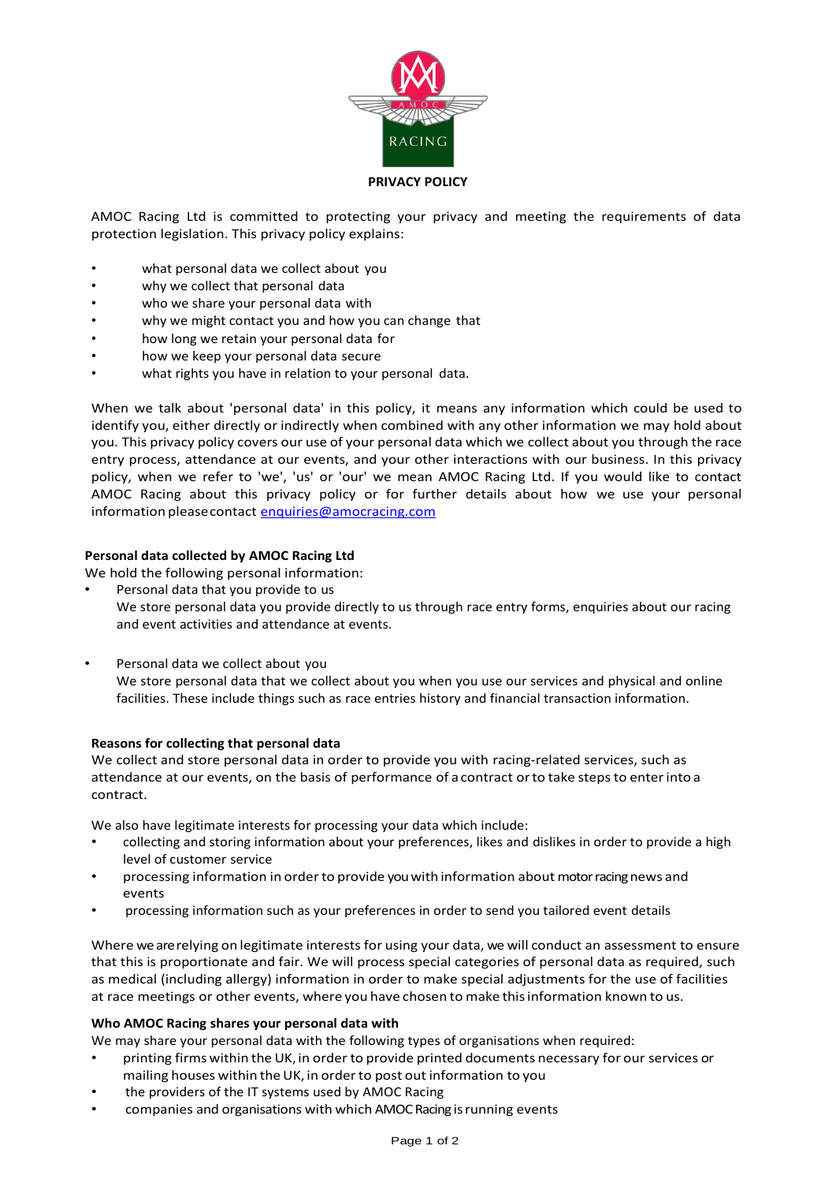# PRIVACY POLICY

AMOC Racing Ltd is committed to protecting your privacy and meeting the requirements of data protection legislation. This privacy policy explains:

- what personal data we collect about you
- why we collect that personal data
- who we share your personal data with
- why we might contact you and how you can change that
- how long we retain your personal data for
- how we keep your personal data secure
- what rights you have in relation to your personal data.

When we talk about 'personal data' in this policy, it means any information which could be used to identify you, either directly or indirectly when combined with any other information we may hold about you. This privacy policy covers our use of your personal data which we collect about you through the race entry process, attendance at our events, and your other interactions with our business. In this privacy policy, when we refer to 'we', 'us' or 'our' we mean AMOC Racing Ltd. If you would like to contact AMOC Racing about this privacy policy or for further details about how we use your personal information please contact enquiries@amocracing.com

### Personal data collected by AMOC Racing Ltd

We hold the following personal information:

- Personal data that you provide to us
  We store personal data you provide directly to us through race entry forms, enquiries about our racing and event activities and attendance at events.

- Personal data we collect about you
  We store personal data that we collect about you when you use our services and physical and online facilities. These include things such as race entries history and financial transaction information.

### Reasons for collecting that personal data

We collect and store personal data in order to provide you with racing-related services, such as attendance at our events, on the basis of performance of a contract or to take steps to enter into a contract.

We also have legitimate interests for processing your data which include:

- collecting and storing information about your preferences, likes and dislikes in order to provide a high level of customer service
- processing information in order to provide you with information about motor racing news and events
- processing information such as your preferences in order to send you tailored event details

Where we are relying on legitimate interests for using your data, we will conduct an assessment to ensure that this is proportionate and fair. We will process special categories of personal data as required, such as medical (including allergy) information in order to make special adjustments for the use of facilities at race meetings or other events, where you have chosen to make this information known to us.

### Who AMOC Racing shares your personal data with

We may share your personal data with the following types of organisations when required:

- printing firms within the UK, in order to provide printed documents necessary for our services or mailing houses within the UK, in order to post out information to you
- the providers of the IT systems used by AMOC Racing
- companies and organisations with which AMOC Racing is running events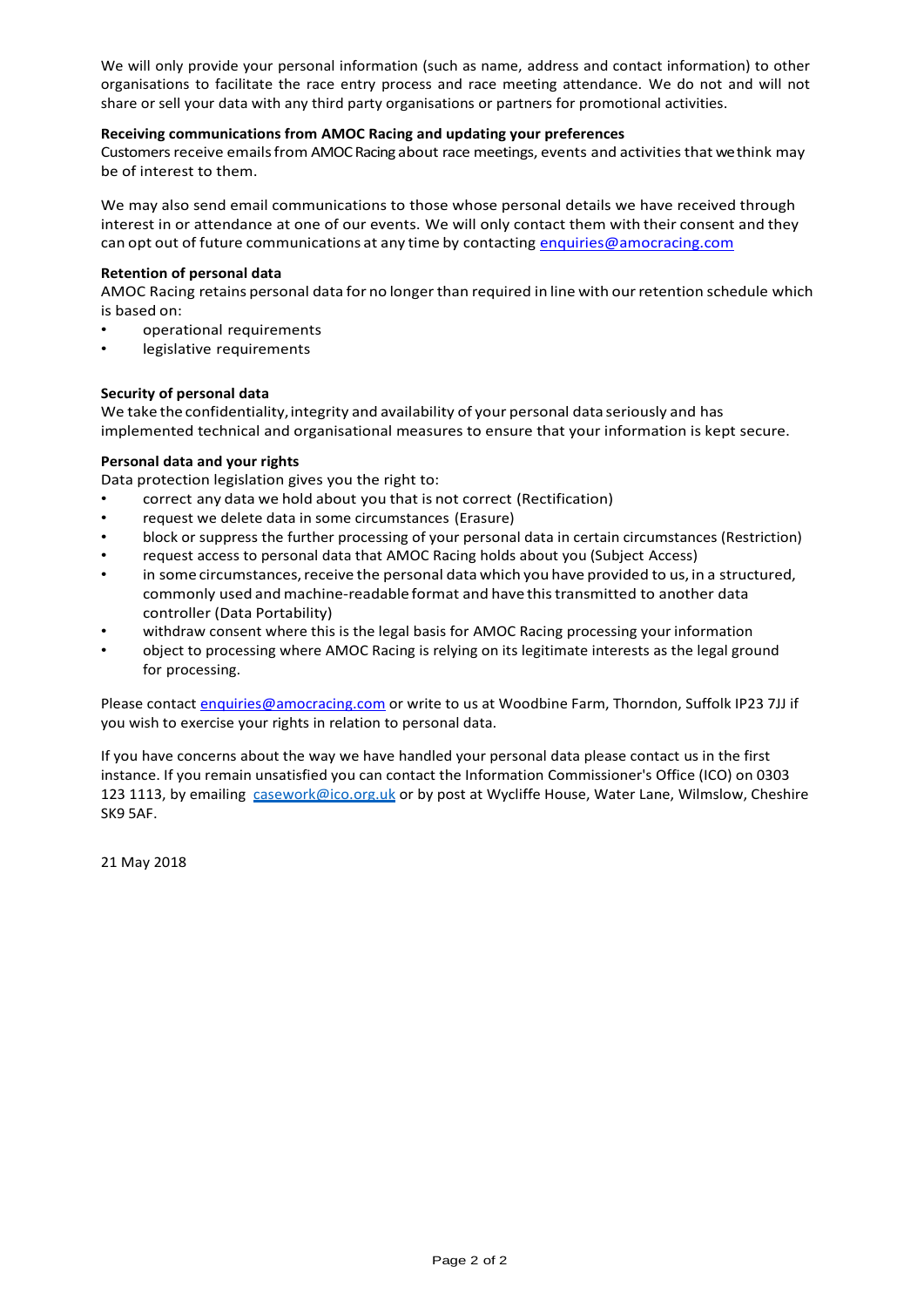We will only provide your personal information (such as name, address and contact information) to other organisations to facilitate the race entry process and race meeting attendance. We do not and will not share or sell your data with any third party organisations or partners for promotional activities.

**Receiving communications from AMOC Racing and updating your preferences**

Customers receive emails from AMOC Racing about race meetings, events and activities that we think may be of interest to them.

We may also send email communications to those whose personal details we have received through interest in or attendance at one of our events. We will only contact them with their consent and they can opt out of future communications at any time by contacting enquiries@amocracing.com

**Retention of personal data**

AMOC Racing retains personal data for no longer than required in line with our retention schedule which is based on:

- operational requirements
- legislative requirements

**Security of personal data**

We take the confidentiality, integrity and availability of your personal data seriously and has implemented technical and organisational measures to ensure that your information is kept secure.

**Personal data and your rights**

Data protection legislation gives you the right to:

- correct any data we hold about you that is not correct (Rectification)
- request we delete data in some circumstances (Erasure)
- block or suppress the further processing of your personal data in certain circumstances (Restriction)
- request access to personal data that AMOC Racing holds about you (Subject Access)
- in some circumstances, receive the personal data which you have provided to us, in a structured, commonly used and machine-readable format and have this transmitted to another data controller (Data Portability)
- withdraw consent where this is the legal basis for AMOC Racing processing your information
- object to processing where AMOC Racing is relying on its legitimate interests as the legal ground for processing.

Please contact enquiries@amocracing.com or write to us at Woodbine Farm, Thorndon, Suffolk IP23 7JJ if you wish to exercise your rights in relation to personal data.

If you have concerns about the way we have handled your personal data please contact us in the first instance. If you remain unsatisfied you can contact the Information Commissioner's Office (ICO) on 0303 123 1113, by emailing casework@ico.org.uk or by post at Wycliffe House, Water Lane, Wilmslow, Cheshire SK9 5AF.

21 May 2018